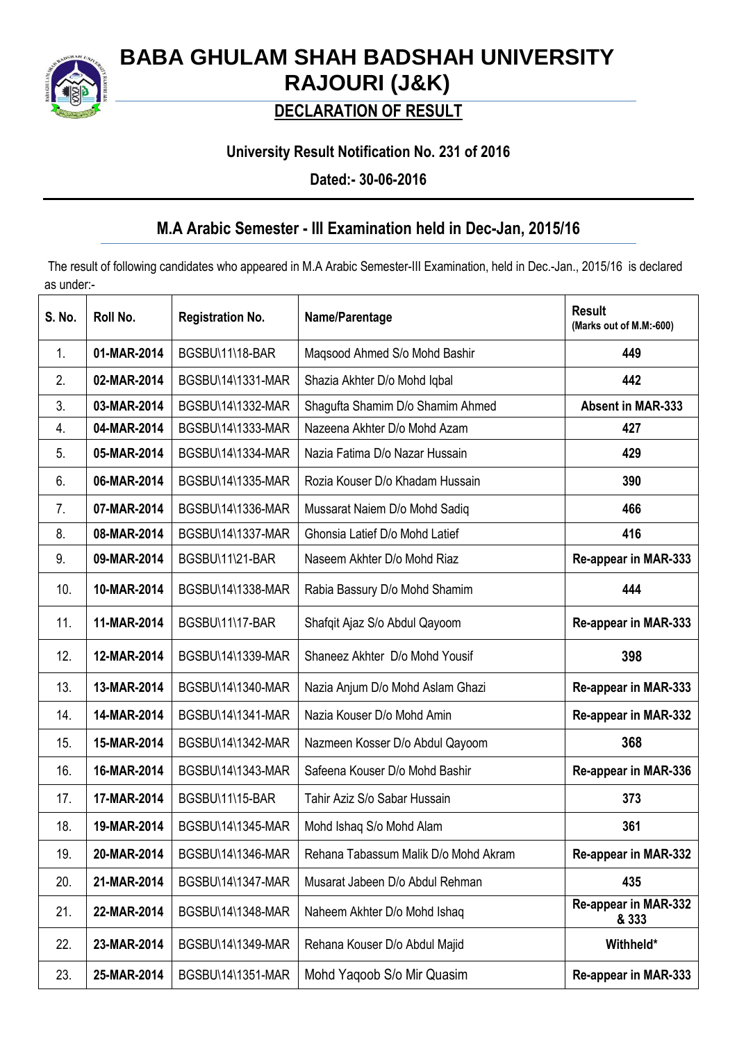# BABA GHULAM SHAH BADSHAH UNIVERSITY RAJOURI (J&K)

## DECLARATION OF RESULT

**University Result Notification No. 231 of 2016**

**Dated:- 30-06-2016**

## M.A Arabic Semester - III Examination held in Dec-Jan, 2015/16

The result of following candidates who appeared in M.A Arabic Semester-III Examination, held in Dec.-Jan., 2015/16 is declared as under:-

| S. No. | Roll No. | Registration No. | Name/Parentage | Result (Marks out of M.M:-600) |
|---|---|---|---|---|
| 1. | **01-MAR-2014** | BGSBU\11\18-BAR | Maqsood Ahmed S/o Mohd Bashir | **449** |
| 2. | **02-MAR-2014** | BGSBU\14\1331-MAR | Shazia Akhter D/o Mohd Iqbal | **442** |
| 3. | **03-MAR-2014** | BGSBU\14\1332-MAR | Shagufta Shamim D/o Shamim Ahmed | **Absent in MAR-333** |
| 4. | **04-MAR-2014** | BGSBU\14\1333-MAR | Nazeena Akhter D/o Mohd Azam | **427** |
| 5. | **05-MAR-2014** | BGSBU\14\1334-MAR | Nazia Fatima D/o Nazar Hussain | **429** |
| 6. | **06-MAR-2014** | BGSBU\14\1335-MAR | Rozia Kouser D/o Khadam Hussain | **390** |
| 7. | **07-MAR-2014** | BGSBU\14\1336-MAR | Mussarat Naiem D/o Mohd Sadiq | **466** |
| 8. | **08-MAR-2014** | BGSBU\14\1337-MAR | Ghonsia Latief D/o Mohd Latief | **416** |
| 9. | **09-MAR-2014** | BGSBU\11\21-BAR | Naseem Akhter D/o Mohd Riaz | **Re-appear in MAR-333** |
| 10. | **10-MAR-2014** | BGSBU\14\1338-MAR | Rabia Bassury D/o Mohd Shamim | **444** |
| 11. | **11-MAR-2014** | BGSBU\11\17-BAR | Shafqit Ajaz S/o Abdul Qayoom | **Re-appear in MAR-333** |
| 12. | **12-MAR-2014** | BGSBU\14\1339-MAR | Shaneez Akhter D/o Mohd Yousif | **398** |
| 13. | **13-MAR-2014** | BGSBU\14\1340-MAR | Nazia Anjum D/o Mohd Aslam Ghazi | **Re-appear in MAR-333** |
| 14. | **14-MAR-2014** | BGSBU\14\1341-MAR | Nazia Kouser D/o Mohd Amin | **Re-appear in MAR-332** |
| 15. | **15-MAR-2014** | BGSBU\14\1342-MAR | Nazmeen Kosser D/o Abdul Qayoom | **368** |
| 16. | **16-MAR-2014** | BGSBU\14\1343-MAR | Safeena Kouser D/o Mohd Bashir | **Re-appear in MAR-336** |
| 17. | **17-MAR-2014** | BGSBU\11\15-BAR | Tahir Aziz S/o Sabar Hussain | **373** |
| 18. | **19-MAR-2014** | BGSBU\14\1345-MAR | Mohd Ishaq S/o Mohd Alam | **361** |
| 19. | **20-MAR-2014** | BGSBU\14\1346-MAR | Rehana Tabassum Malik D/o Mohd Akram | **Re-appear in MAR-332** |
| 20. | **21-MAR-2014** | BGSBU\14\1347-MAR | Musarat Jabeen D/o Abdul Rehman | **435** |
| 21. | **22-MAR-2014** | BGSBU\14\1348-MAR | Naheem Akhter D/o Mohd Ishaq | **Re-appear in MAR-332 & 333** |
| 22. | **23-MAR-2014** | BGSBU\14\1349-MAR | Rehana Kouser D/o Abdul Majid | **Withheld*** |
| 23. | **25-MAR-2014** | BGSBU\14\1351-MAR | Mohd Yaqoob S/o Mir Quasim | **Re-appear in MAR-333** |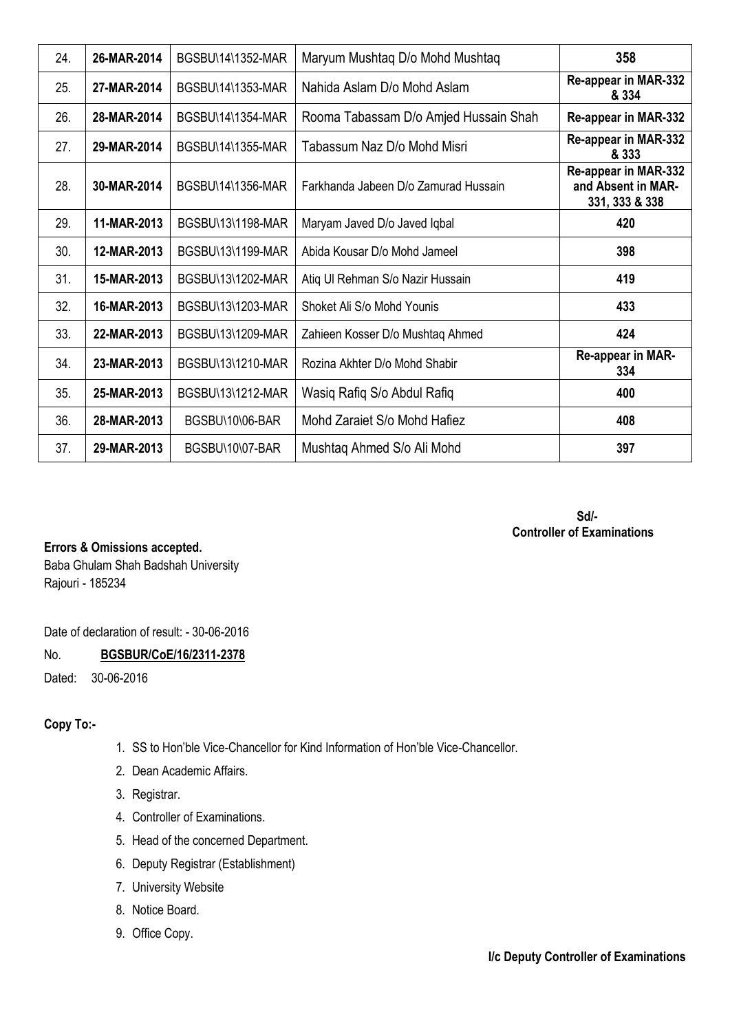| | | | | |
|---|---|---|---|---|
| 24. | **26-MAR-2014** | BGSBU\14\1352-MAR | Maryum Mushtaq D/o Mohd Mushtaq | **358** |
| 25. | **27-MAR-2014** | BGSBU\14\1353-MAR | Nahida Aslam D/o Mohd Aslam | **Re-appear in MAR-332 & 334** |
| 26. | **28-MAR-2014** | BGSBU\14\1354-MAR | Rooma Tabassam D/o Amjed Hussain Shah | **Re-appear in MAR-332** |
| 27. | **29-MAR-2014** | BGSBU\14\1355-MAR | Tabassum Naz D/o Mohd Misri | **Re-appear in MAR-332 & 333** |
| 28. | **30-MAR-2014** | BGSBU\14\1356-MAR | Farkhanda Jabeen D/o Zamurad Hussain | **Re-appear in MAR-332 and Absent in MAR-331, 333 & 338** |
| 29. | **11-MAR-2013** | BGSBU\13\1198-MAR | Maryam Javed D/o Javed Iqbal | **420** |
| 30. | **12-MAR-2013** | BGSBU\13\1199-MAR | Abida Kousar D/o Mohd Jameel | **398** |
| 31. | **15-MAR-2013** | BGSBU\13\1202-MAR | Atiq Ul Rehman S/o Nazir Hussain | **419** |
| 32. | **16-MAR-2013** | BGSBU\13\1203-MAR | Shoket Ali S/o Mohd Younis | **433** |
| 33. | **22-MAR-2013** | BGSBU\13\1209-MAR | Zahieen Kosser D/o Mushtaq Ahmed | **424** |
| 34. | **23-MAR-2013** | BGSBU\13\1210-MAR | Rozina Akhter D/o Mohd Shabir | **Re-appear in MAR-334** |
| 35. | **25-MAR-2013** | BGSBU\13\1212-MAR | Wasiq Rafiq S/o Abdul Rafiq | **400** |
| 36. | **28-MAR-2013** | BGSBU\10\06-BAR | Mohd Zaraiet S/o Mohd Hafiez | **408** |
| 37. | **29-MAR-2013** | BGSBU\10\07-BAR | Mushtaq Ahmed S/o Ali Mohd | **397** |

**Sd/-**
**Controller of Examinations**

**Errors & Omissions accepted.**
Baba Ghulam Shah Badshah University
Rajouri - 185234

Date of declaration of result: - 30-06-2016

No. **BGSBUR/CoE/16/2311-2378**

Dated: 30-06-2016

**Copy To:-**

1. SS to Hon'ble Vice-Chancellor for Kind Information of Hon'ble Vice-Chancellor.
2. Dean Academic Affairs.
3. Registrar.
4. Controller of Examinations.
5. Head of the concerned Department.
6. Deputy Registrar (Establishment)
7. University Website
8. Notice Board.
9. Office Copy.

**I/c Deputy Controller of Examinations**